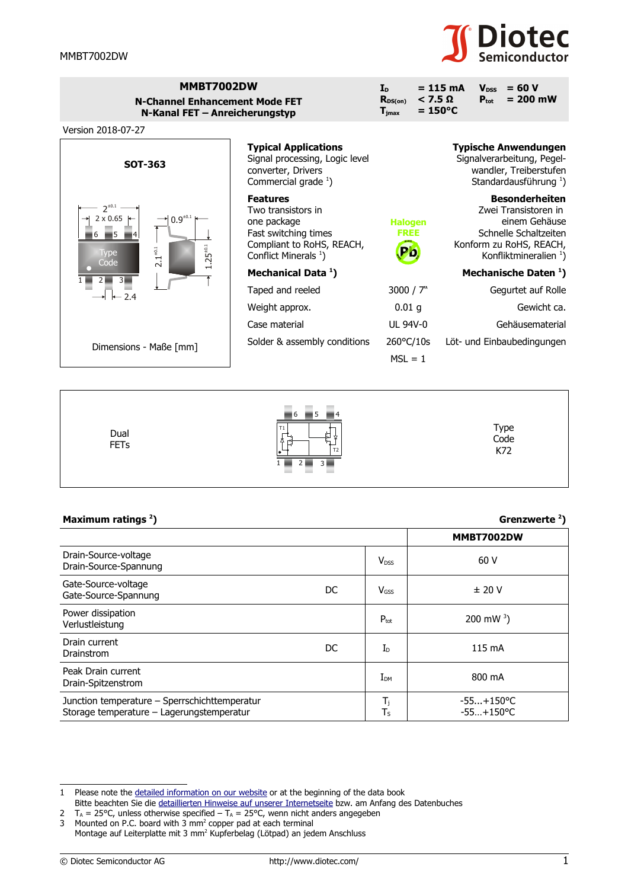# MMBT7002DW

**N-Channel Enhancement Mode FET**
**N-Kanal FET – Anreicherungstyp**

| | | | |
|---|---|---|---|
| $I_D$ | = 115 mA | $V_{DSS}$ | = 60 V |
| $R_{DS(on)}$ | < 7.5 Ω | $P_{tot}$ | = 200 mW |
| $T_{jmax}$ | = 150°C | | |

Version 2018-07-27

**SOT-363**

Dimensions - Maße [mm]

| **Typical Applications** | **Typische Anwendungen** |
|---|---|
| Signal processing, Logic level converter, Drivers | Signalverarbeitung, Pegelwandler, Treiberstufen |
| Commercial grade [1]) | Standardausführung [1]) |

| **Features** | **Besonderheiten** |
|---|---|
| Two transistors in one package | Zwei Transistoren in einem Gehäuse |
| Fast switching times | Schnelle Schaltzeiten |
| Compliant to RoHS, REACH, Conflict Minerals [1]) | Konform zu RoHS, REACH, Konfliktmineralien [1]) |

Halogen FREE

| **Mechanical Data** [1]) | | **Mechanische Daten** [1]) |
|---|---|---|
| Taped and reeled | 3000 / 7" | Gegurtet auf Rolle |
| Weight approx. | 0.01 g | Gewicht ca. |
| Case material | UL 94V-0 | Gehäusematerial |
| Solder & assembly conditions | 260°C/10s | Löt- und Einbaubedingungen |
| | MSL = 1 | |

Dual FETs

Type Code K72

## Maximum ratings [2]) — Grenzwerte [2])

| | | | MMBT7002DW |
|---|---|---|---|
| Drain-Source-voltage<br>Drain-Source-Spannung | | $V_{DSS}$ | 60 V |
| Gate-Source-voltage<br>Gate-Source-Spannung | DC | $V_{GSS}$ | ± 20 V |
| Power dissipation<br>Verlustleistung | | $P_{tot}$ | 200 mW [3]) |
| Drain current<br>Drainstrom | DC | $I_D$ | 115 mA |
| Peak Drain current<br>Drain-Spitzenstrom | | $I_{DM}$ | 800 mA |
| Junction temperature – Sperrschichttemperatur<br>Storage temperature – Lagerungstemperatur | | $T_j$<br>$T_S$ | -55...+150°C<br>-55…+150°C |

---

1. Please note the detailed information on our website or at the beginning of the data book
   Bitte beachten Sie die detaillierten Hinweise auf unserer Internetseite bzw. am Anfang des Datenbuches
2. $T_A$ = 25°C, unless otherwise specified – $T_A$ = 25°C, wenn nicht anders angegeben
3. Mounted on P.C. board with 3 mm² copper pad at each terminal
   Montage auf Leiterplatte mit 3 mm² Kupferbelag (Lötpad) an jedem Anschluss

© Diotec Semiconductor AG http://www.diotec.com/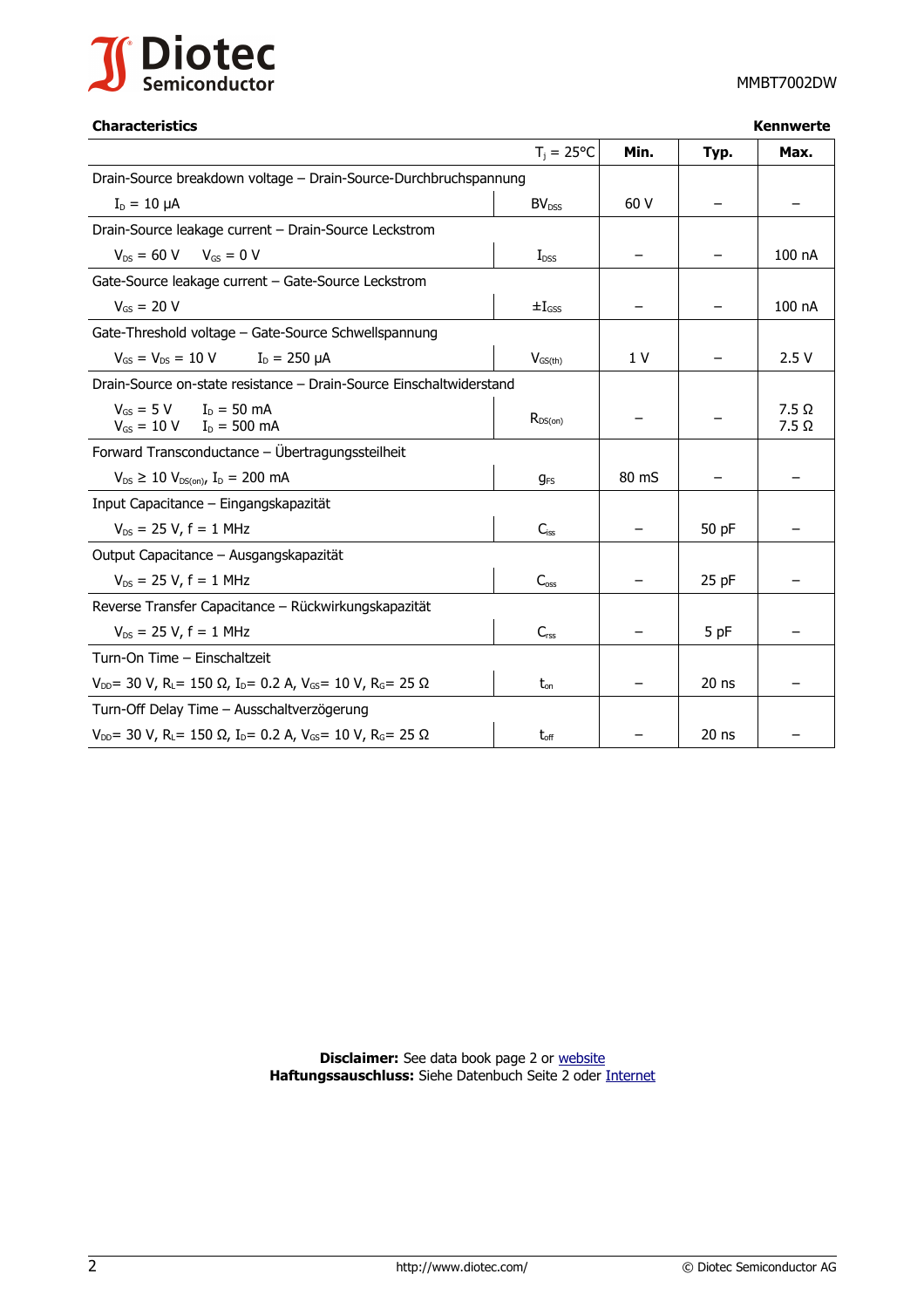**Characteristics** **Kennwerte**

| $T_j$ = 25°C | | Min. | Typ. | Max. |
|---|---|---|---|---|
| Drain-Source breakdown voltage – Drain-Source-Durchbruchspannung | | | | |
| $I_D$ = 10 µA | $BV_{DSS}$ | 60 V | – | – |
| Drain-Source leakage current – Drain-Source Leckstrom | | | | |
| $V_{DS}$ = 60 V $V_{GS}$ = 0 V | $I_{DSS}$ | – | – | 100 nA |
| Gate-Source leakage current – Gate-Source Leckstrom | | | | |
| $V_{GS}$ = 20 V | $\pm I_{GSS}$ | – | – | 100 nA |
| Gate-Threshold voltage – Gate-Source Schwellspannung | | | | |
| $V_{GS}$ = $V_{DS}$ = 10 V $I_D$ = 250 µA | $V_{GS(th)}$ | 1 V | – | 2.5 V |
| Drain-Source on-state resistance – Drain-Source Einschaltwiderstand | | | | |
| $V_{GS}$ = 5 V $I_D$ = 50 mA<br>$V_{GS}$ = 10 V $I_D$ = 500 mA | $R_{DS(on)}$ | – | – | 7.5 Ω<br>7.5 Ω |
| Forward Transconductance – Übertragungssteilheit | | | | |
| $V_{DS}$ ≥ 10 $V_{DS(on)}$, $I_D$ = 200 mA | $g_{FS}$ | 80 mS | – | – |
| Input Capacitance – Eingangskapazität | | | | |
| $V_{DS}$ = 25 V, f = 1 MHz | $C_{iss}$ | – | 50 pF | – |
| Output Capacitance – Ausgangskapazität | | | | |
| $V_{DS}$ = 25 V, f = 1 MHz | $C_{oss}$ | – | 25 pF | – |
| Reverse Transfer Capacitance – Rückwirkungskapazität | | | | |
| $V_{DS}$ = 25 V, f = 1 MHz | $C_{rss}$ | – | 5 pF | – |
| Turn-On Time – Einschaltzeit | | | | |
| $V_{DD}$= 30 V, $R_L$= 150 Ω, $I_D$= 0.2 A, $V_{GS}$= 10 V, $R_G$= 25 Ω | $t_{on}$ | – | 20 ns | – |
| Turn-Off Delay Time – Ausschaltverzögerung | | | | |
| $V_{DD}$= 30 V, $R_L$= 150 Ω, $I_D$= 0.2 A, $V_{GS}$= 10 V, $R_G$= 25 Ω | $t_{off}$ | – | 20 ns | – |

**Disclaimer:** See data book page 2 or website
**Haftungssauschluss:** Siehe Datenbuch Seite 2 oder Internet